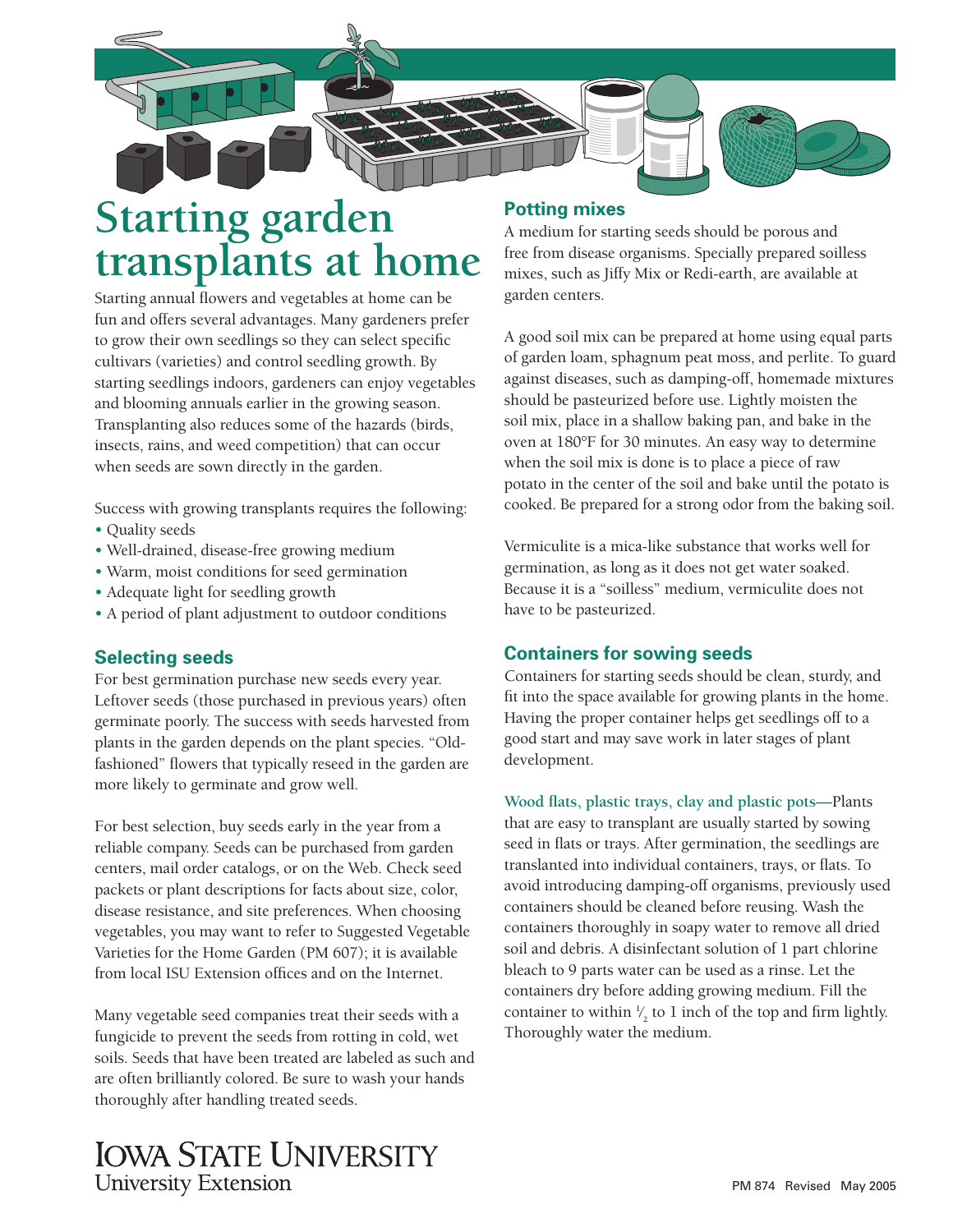# Starting garden transplants at home

Starting annual flowers and vegetables at home can be fun and offers several advantages. Many gardeners prefer to grow their own seedlings so they can select specific cultivars (varieties) and control seedling growth. By starting seedlings indoors, gardeners can enjoy vegetables and blooming annuals earlier in the growing season. Transplanting also reduces some of the hazards (birds, insects, rains, and weed competition) that can occur when seeds are sown directly in the garden.

Success with growing transplants requires the following:

- Quality seeds
- Well-drained, disease-free growing medium
- Warm, moist conditions for seed germination
- Adequate light for seedling growth
- A period of plant adjustment to outdoor conditions

## Selecting seeds

For best germination purchase new seeds every year. Leftover seeds (those purchased in previous years) often germinate poorly. The success with seeds harvested from plants in the garden depends on the plant species. "Old-fashioned" flowers that typically reseed in the garden are more likely to germinate and grow well.

For best selection, buy seeds early in the year from a reliable company. Seeds can be purchased from garden centers, mail order catalogs, or on the Web. Check seed packets or plant descriptions for facts about size, color, disease resistance, and site preferences. When choosing vegetables, you may want to refer to Suggested Vegetable Varieties for the Home Garden (PM 607); it is available from local ISU Extension offices and on the Internet.

Many vegetable seed companies treat their seeds with a fungicide to prevent the seeds from rotting in cold, wet soils. Seeds that have been treated are labeled as such and are often brilliantly colored. Be sure to wash your hands thoroughly after handling treated seeds.

## Potting mixes

A medium for starting seeds should be porous and free from disease organisms. Specially prepared soilless mixes, such as Jiffy Mix or Redi-earth, are available at garden centers.

A good soil mix can be prepared at home using equal parts of garden loam, sphagnum peat moss, and perlite. To guard against diseases, such as damping-off, homemade mixtures should be pasteurized before use. Lightly moisten the soil mix, place in a shallow baking pan, and bake in the oven at 180°F for 30 minutes. An easy way to determine when the soil mix is done is to place a piece of raw potato in the center of the soil and bake until the potato is cooked. Be prepared for a strong odor from the baking soil.

Vermiculite is a mica-like substance that works well for germination, as long as it does not get water soaked. Because it is a "soilless" medium, vermiculite does not have to be pasteurized.

## Containers for sowing seeds

Containers for starting seeds should be clean, sturdy, and fit into the space available for growing plants in the home. Having the proper container helps get seedlings off to a good start and may save work in later stages of plant development.

**Wood flats, plastic trays, clay and plastic pots—**Plants that are easy to transplant are usually started by sowing seed in flats or trays. After germination, the seedlings are translanted into individual containers, trays, or flats. To avoid introducing damping-off organisms, previously used containers should be cleaned before reusing. Wash the containers thoroughly in soapy water to remove all dried soil and debris. A disinfectant solution of 1 part chlorine bleach to 9 parts water can be used as a rinse. Let the containers dry before adding growing medium. Fill the container to within $\frac{1}{2}$ to 1 inch of the top and firm lightly. Thoroughly water the medium.

IOWA STATE UNIVERSITY
University Extension

PM 874 Revised May 2005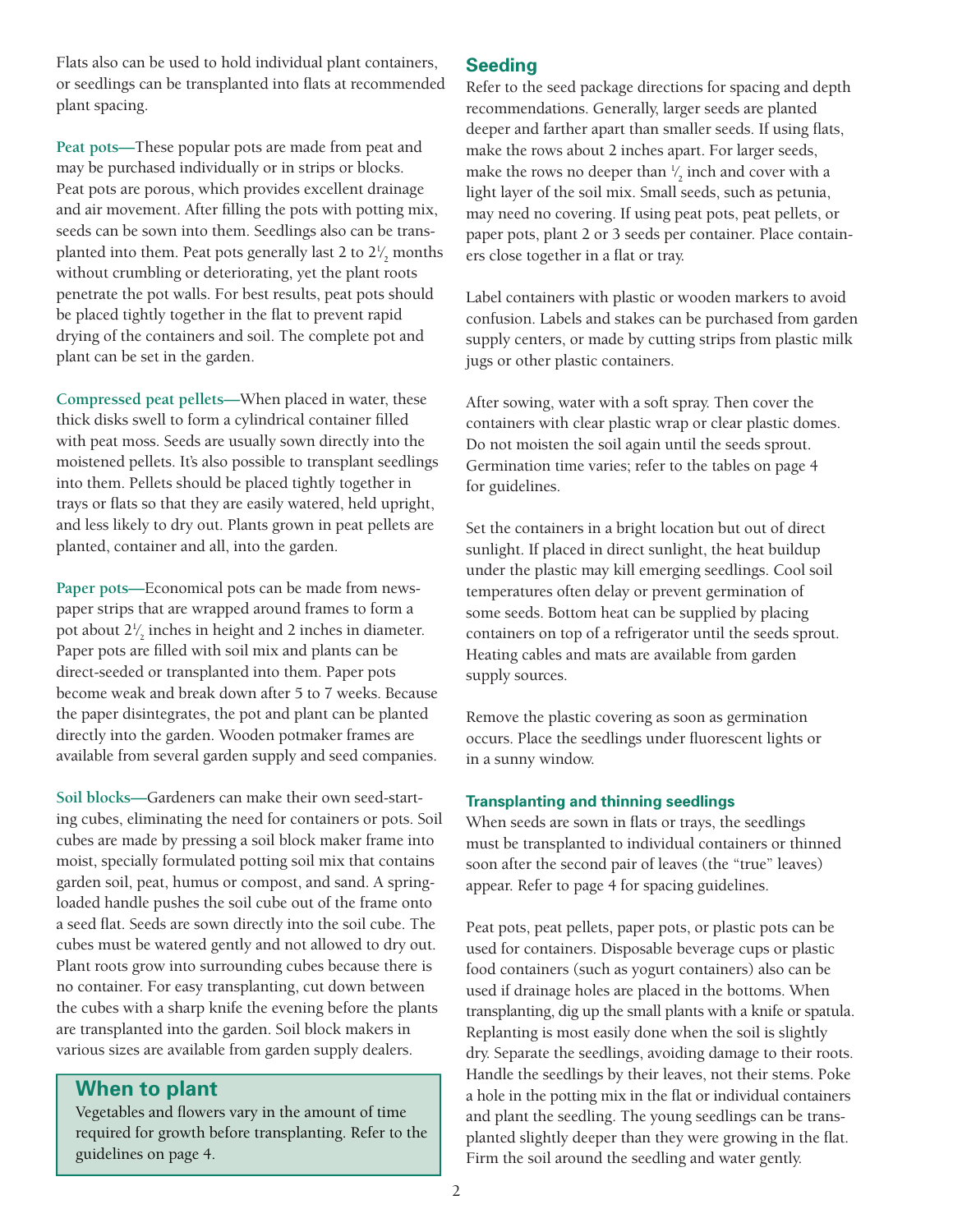Flats also can be used to hold individual plant containers, or seedlings can be transplanted into flats at recommended plant spacing.

**Peat pots**—These popular pots are made from peat and may be purchased individually or in strips or blocks. Peat pots are porous, which provides excellent drainage and air movement. After filling the pots with potting mix, seeds can be sown into them. Seedlings also can be transplanted into them. Peat pots generally last 2 to 2½ months without crumbling or deteriorating, yet the plant roots penetrate the pot walls. For best results, peat pots should be placed tightly together in the flat to prevent rapid drying of the containers and soil. The complete pot and plant can be set in the garden.

**Compressed peat pellets**—When placed in water, these thick disks swell to form a cylindrical container filled with peat moss. Seeds are usually sown directly into the moistened pellets. It's also possible to transplant seedlings into them. Pellets should be placed tightly together in trays or flats so that they are easily watered, held upright, and less likely to dry out. Plants grown in peat pellets are planted, container and all, into the garden.

**Paper pots**—Economical pots can be made from newspaper strips that are wrapped around frames to form a pot about 2½ inches in height and 2 inches in diameter. Paper pots are filled with soil mix and plants can be direct-seeded or transplanted into them. Paper pots become weak and break down after 5 to 7 weeks. Because the paper disintegrates, the pot and plant can be planted directly into the garden. Wooden potmaker frames are available from several garden supply and seed companies.

**Soil blocks**—Gardeners can make their own seed-starting cubes, eliminating the need for containers or pots. Soil cubes are made by pressing a soil block maker frame into moist, specially formulated potting soil mix that contains garden soil, peat, humus or compost, and sand. A spring-loaded handle pushes the soil cube out of the frame onto a seed flat. Seeds are sown directly into the soil cube. The cubes must be watered gently and not allowed to dry out. Plant roots grow into surrounding cubes because there is no container. For easy transplanting, cut down between the cubes with a sharp knife the evening before the plants are transplanted into the garden. Soil block makers in various sizes are available from garden supply dealers.

## When to plant

Vegetables and flowers vary in the amount of time required for growth before transplanting. Refer to the guidelines on page 4.

## Seeding

Refer to the seed package directions for spacing and depth recommendations. Generally, larger seeds are planted deeper and farther apart than smaller seeds. If using flats, make the rows about 2 inches apart. For larger seeds, make the rows no deeper than ½ inch and cover with a light layer of the soil mix. Small seeds, such as petunia, may need no covering. If using peat pots, peat pellets, or paper pots, plant 2 or 3 seeds per container. Place containers close together in a flat or tray.

Label containers with plastic or wooden markers to avoid confusion. Labels and stakes can be purchased from garden supply centers, or made by cutting strips from plastic milk jugs or other plastic containers.

After sowing, water with a soft spray. Then cover the containers with clear plastic wrap or clear plastic domes. Do not moisten the soil again until the seeds sprout. Germination time varies; refer to the tables on page 4 for guidelines.

Set the containers in a bright location but out of direct sunlight. If placed in direct sunlight, the heat buildup under the plastic may kill emerging seedlings. Cool soil temperatures often delay or prevent germination of some seeds. Bottom heat can be supplied by placing containers on top of a refrigerator until the seeds sprout. Heating cables and mats are available from garden supply sources.

Remove the plastic covering as soon as germination occurs. Place the seedlings under fluorescent lights or in a sunny window.

### Transplanting and thinning seedlings

When seeds are sown in flats or trays, the seedlings must be transplanted to individual containers or thinned soon after the second pair of leaves (the "true" leaves) appear. Refer to page 4 for spacing guidelines.

Peat pots, peat pellets, paper pots, or plastic pots can be used for containers. Disposable beverage cups or plastic food containers (such as yogurt containers) also can be used if drainage holes are placed in the bottoms. When transplanting, dig up the small plants with a knife or spatula. Replanting is most easily done when the soil is slightly dry. Separate the seedlings, avoiding damage to their roots. Handle the seedlings by their leaves, not their stems. Poke a hole in the potting mix in the flat or individual containers and plant the seedling. The young seedlings can be transplanted slightly deeper than they were growing in the flat. Firm the soil around the seedling and water gently.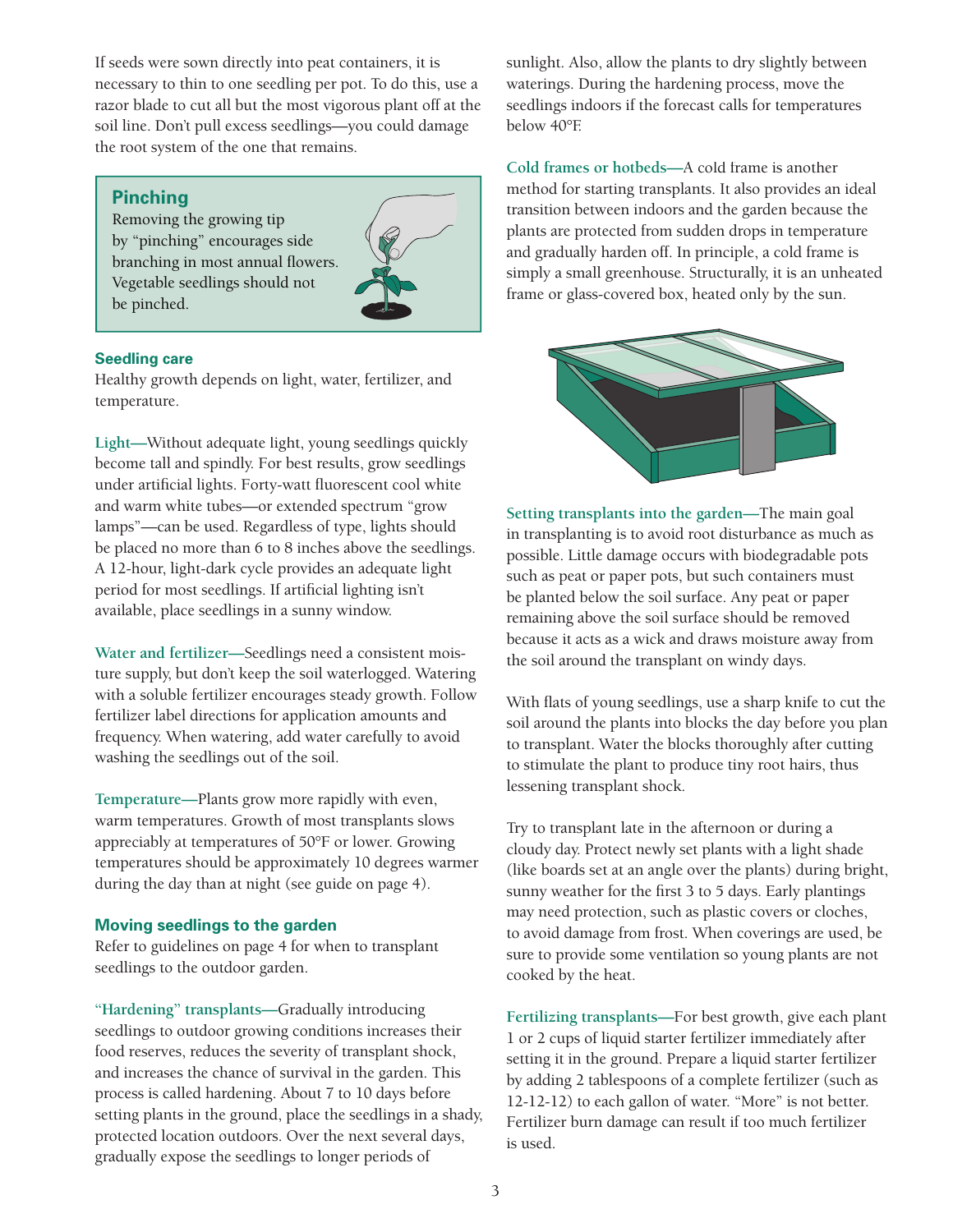If seeds were sown directly into peat containers, it is necessary to thin to one seedling per pot. To do this, use a razor blade to cut all but the most vigorous plant off at the soil line. Don't pull excess seedlings—you could damage the root system of the one that remains.

### Pinching

Removing the growing tip by "pinching" encourages side branching in most annual flowers. Vegetable seedlings should not be pinched.

### Seedling care

Healthy growth depends on light, water, fertilizer, and temperature.

**Light**—Without adequate light, young seedlings quickly become tall and spindly. For best results, grow seedlings under artificial lights. Forty-watt fluorescent cool white and warm white tubes—or extended spectrum "grow lamps"—can be used. Regardless of type, lights should be placed no more than 6 to 8 inches above the seedlings. A 12-hour, light-dark cycle provides an adequate light period for most seedlings. If artificial lighting isn't available, place seedlings in a sunny window.

**Water and fertilizer**—Seedlings need a consistent moisture supply, but don't keep the soil waterlogged. Watering with a soluble fertilizer encourages steady growth. Follow fertilizer label directions for application amounts and frequency. When watering, add water carefully to avoid washing the seedlings out of the soil.

**Temperature**—Plants grow more rapidly with even, warm temperatures. Growth of most transplants slows appreciably at temperatures of 50°F or lower. Growing temperatures should be approximately 10 degrees warmer during the day than at night (see guide on page 4).

### Moving seedlings to the garden

Refer to guidelines on page 4 for when to transplant seedlings to the outdoor garden.

**"Hardening" transplants**—Gradually introducing seedlings to outdoor growing conditions increases their food reserves, reduces the severity of transplant shock, and increases the chance of survival in the garden. This process is called hardening. About 7 to 10 days before setting plants in the ground, place the seedlings in a shady, protected location outdoors. Over the next several days, gradually expose the seedlings to longer periods of sunlight. Also, allow the plants to dry slightly between waterings. During the hardening process, move the seedlings indoors if the forecast calls for temperatures below 40°F.

**Cold frames or hotbeds**—A cold frame is another method for starting transplants. It also provides an ideal transition between indoors and the garden because the plants are protected from sudden drops in temperature and gradually harden off. In principle, a cold frame is simply a small greenhouse. Structurally, it is an unheated frame or glass-covered box, heated only by the sun.

**Setting transplants into the garden**—The main goal in transplanting is to avoid root disturbance as much as possible. Little damage occurs with biodegradable pots such as peat or paper pots, but such containers must be planted below the soil surface. Any peat or paper remaining above the soil surface should be removed because it acts as a wick and draws moisture away from the soil around the transplant on windy days.

With flats of young seedlings, use a sharp knife to cut the soil around the plants into blocks the day before you plan to transplant. Water the blocks thoroughly after cutting to stimulate the plant to produce tiny root hairs, thus lessening transplant shock.

Try to transplant late in the afternoon or during a cloudy day. Protect newly set plants with a light shade (like boards set at an angle over the plants) during bright, sunny weather for the first 3 to 5 days. Early plantings may need protection, such as plastic covers or cloches, to avoid damage from frost. When coverings are used, be sure to provide some ventilation so young plants are not cooked by the heat.

**Fertilizing transplants**—For best growth, give each plant 1 or 2 cups of liquid starter fertilizer immediately after setting it in the ground. Prepare a liquid starter fertilizer by adding 2 tablespoons of a complete fertilizer (such as 12-12-12) to each gallon of water. "More" is not better. Fertilizer burn damage can result if too much fertilizer is used.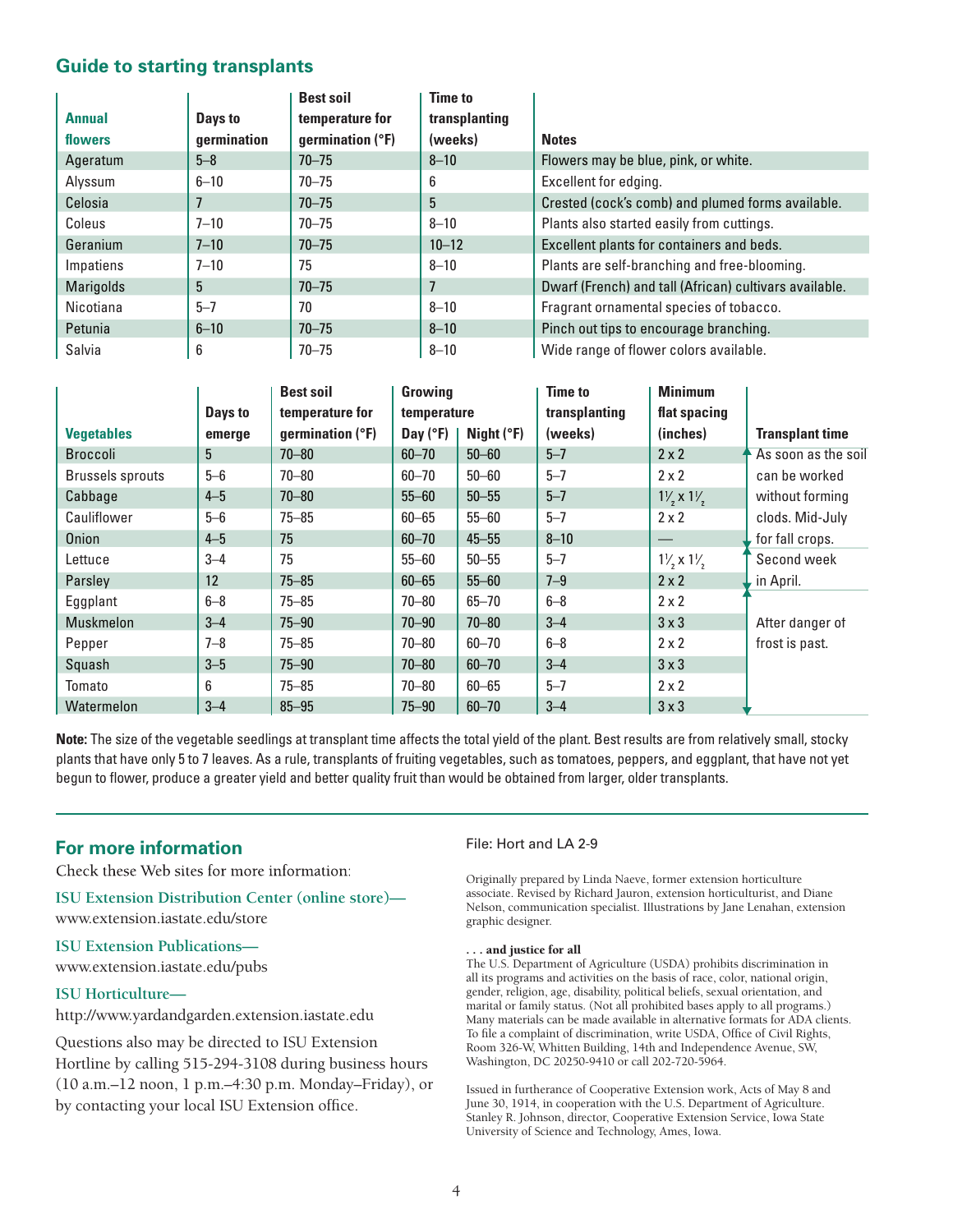## Guide to starting transplants

| Annual flowers | Days to germination | Best soil temperature for germination (°F) | Time to transplanting (weeks) | Notes |
|---|---|---|---|---|
| Ageratum | 5–8 | 70–75 | 8–10 | Flowers may be blue, pink, or white. |
| Alyssum | 6–10 | 70–75 | 6 | Excellent for edging. |
| Celosia | 7 | 70–75 | 5 | Crested (cock's comb) and plumed forms available. |
| Coleus | 7–10 | 70–75 | 8–10 | Plants also started easily from cuttings. |
| Geranium | 7–10 | 70–75 | 10–12 | Excellent plants for containers and beds. |
| Impatiens | 7–10 | 75 | 8–10 | Plants are self-branching and free-blooming. |
| Marigolds | 5 | 70–75 | 7 | Dwarf (French) and tall (African) cultivars available. |
| Nicotiana | 5–7 | 70 | 8–10 | Fragrant ornamental species of tobacco. |
| Petunia | 6–10 | 70–75 | 8–10 | Pinch out tips to encourage branching. |
| Salvia | 6 | 70–75 | 8–10 | Wide range of flower colors available. |

| Vegetables | Days to emerge | Best soil temperature for germination (°F) | Growing temperature | | Time to transplanting (weeks) | Minimum flat spacing (inches) | Transplant time |
|---|---|---|---|---|---|---|---|
| | | | Day (°F) | Night (°F) | | | |
| Broccoli | 5 | 70–80 | 60–70 | 50–60 | 5–7 | 2 x 2 | As soon as the soil can be worked without forming clods. Mid-July for fall crops. |
| Brussels sprouts | 5–6 | 70–80 | 60–70 | 50–60 | 5–7 | 2 x 2 | |
| Cabbage | 4–5 | 70–80 | 55–60 | 50–55 | 5–7 | 1½ x 1½ | |
| Cauliflower | 5–6 | 75–85 | 60–65 | 55–60 | 5–7 | 2 x 2 | |
| Onion | 4–5 | 75 | 60–70 | 45–55 | 8–10 | — | |
| Lettuce | 3–4 | 75 | 55–60 | 50–55 | 5–7 | 1½ x 1½ | Second week in April. |
| Parsley | 12 | 75–85 | 60–65 | 55–60 | 7–9 | 2 x 2 | |
| Eggplant | 6–8 | 75–85 | 70–80 | 65–70 | 6–8 | 2 x 2 | After danger of frost is past. |
| Muskmelon | 3–4 | 75–90 | 70–90 | 70–80 | 3–4 | 3 x 3 | |
| Pepper | 7–8 | 75–85 | 70–80 | 60–70 | 6–8 | 2 x 2 | |
| Squash | 3–5 | 75–90 | 70–80 | 60–70 | 3–4 | 3 x 3 | |
| Tomato | 6 | 75–85 | 70–80 | 60–65 | 5–7 | 2 x 2 | |
| Watermelon | 3–4 | 85–95 | 75–90 | 60–70 | 3–4 | 3 x 3 | |

**Note:** The size of the vegetable seedlings at transplant time affects the total yield of the plant. Best results are from relatively small, stocky plants that have only 5 to 7 leaves. As a rule, transplants of fruiting vegetables, such as tomatoes, peppers, and eggplant, that have not yet begun to flower, produce a greater yield and better quality fruit than would be obtained from larger, older transplants.

## For more information

Check these Web sites for more information:

**ISU Extension Distribution Center (online store)—**
www.extension.iastate.edu/store

**ISU Extension Publications—**
www.extension.iastate.edu/pubs

**ISU Horticulture—**
http://www.yardandgarden.extension.iastate.edu

Questions also may be directed to ISU Extension Hortline by calling 515-294-3108 during business hours (10 a.m.–12 noon, 1 p.m.–4:30 p.m. Monday–Friday), or by contacting your local ISU Extension office.

File: Hort and LA 2-9

Originally prepared by Linda Naeve, former extension horticulture associate. Revised by Richard Jauron, extension horticulturist, and Diane Nelson, communication specialist. Illustrations by Jane Lenahan, extension graphic designer.

**. . . and justice for all**
The U.S. Department of Agriculture (USDA) prohibits discrimination in all its programs and activities on the basis of race, color, national origin, gender, religion, age, disability, political beliefs, sexual orientation, and marital or family status. (Not all prohibited bases apply to all programs.) Many materials can be made available in alternative formats for ADA clients. To file a complaint of discrimination, write USDA, Office of Civil Rights, Room 326-W, Whitten Building, 14th and Independence Avenue, SW, Washington, DC 20250-9410 or call 202-720-5964.

Issued in furtherance of Cooperative Extension work, Acts of May 8 and June 30, 1914, in cooperation with the U.S. Department of Agriculture. Stanley R. Johnson, director, Cooperative Extension Service, Iowa State University of Science and Technology, Ames, Iowa.